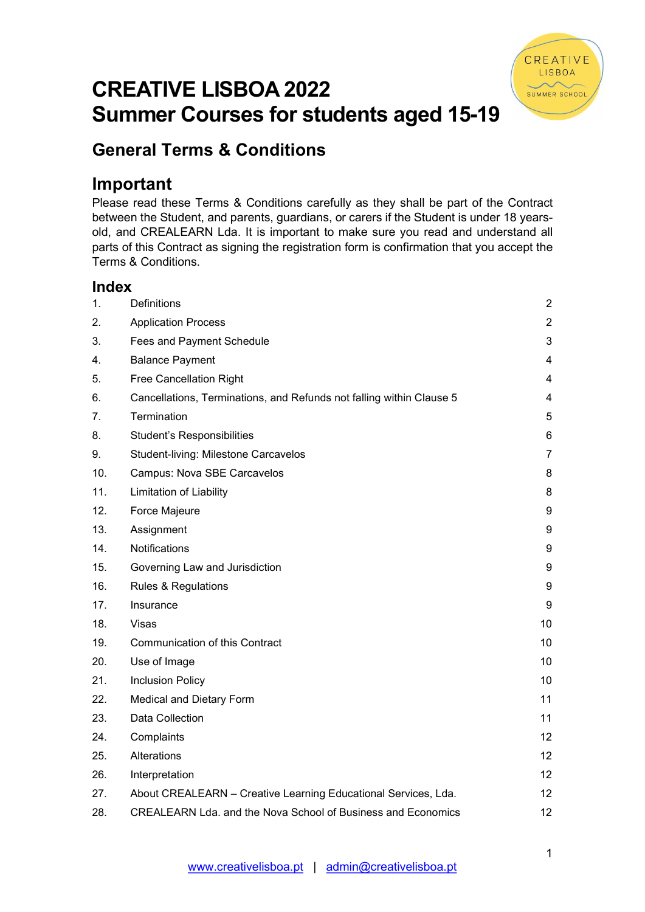# CREATIVE LISBOA 2022
# Summer Courses for students aged 15-19

## General Terms & Conditions

## Important

Please read these Terms & Conditions carefully as they shall be part of the Contract between the Student, and parents, guardians, or carers if the Student is under 18 years-old, and CREALEARN Lda. It is important to make sure you read and understand all parts of this Contract as signing the registration form is confirmation that you accept the Terms & Conditions.

## Index

| | | |
|---|---|---|
| 1. | Definitions | 2 |
| 2. | Application Process | 2 |
| 3. | Fees and Payment Schedule | 3 |
| 4. | Balance Payment | 4 |
| 5. | Free Cancellation Right | 4 |
| 6. | Cancellations, Terminations, and Refunds not falling within Clause 5 | 4 |
| 7. | Termination | 5 |
| 8. | Student's Responsibilities | 6 |
| 9. | Student-living: Milestone Carcavelos | 7 |
| 10. | Campus: Nova SBE Carcavelos | 8 |
| 11. | Limitation of Liability | 8 |
| 12. | Force Majeure | 9 |
| 13. | Assignment | 9 |
| 14. | Notifications | 9 |
| 15. | Governing Law and Jurisdiction | 9 |
| 16. | Rules & Regulations | 9 |
| 17. | Insurance | 9 |
| 18. | Visas | 10 |
| 19. | Communication of this Contract | 10 |
| 20. | Use of Image | 10 |
| 21. | Inclusion Policy | 10 |
| 22. | Medical and Dietary Form | 11 |
| 23. | Data Collection | 11 |
| 24. | Complaints | 12 |
| 25. | Alterations | 12 |
| 26. | Interpretation | 12 |
| 27. | About CREALEARN – Creative Learning Educational Services, Lda. | 12 |
| 28. | CREALEARN Lda. and the Nova School of Business and Economics | 12 |

www.creativelisboa.pt | admin@creativelisboa.pt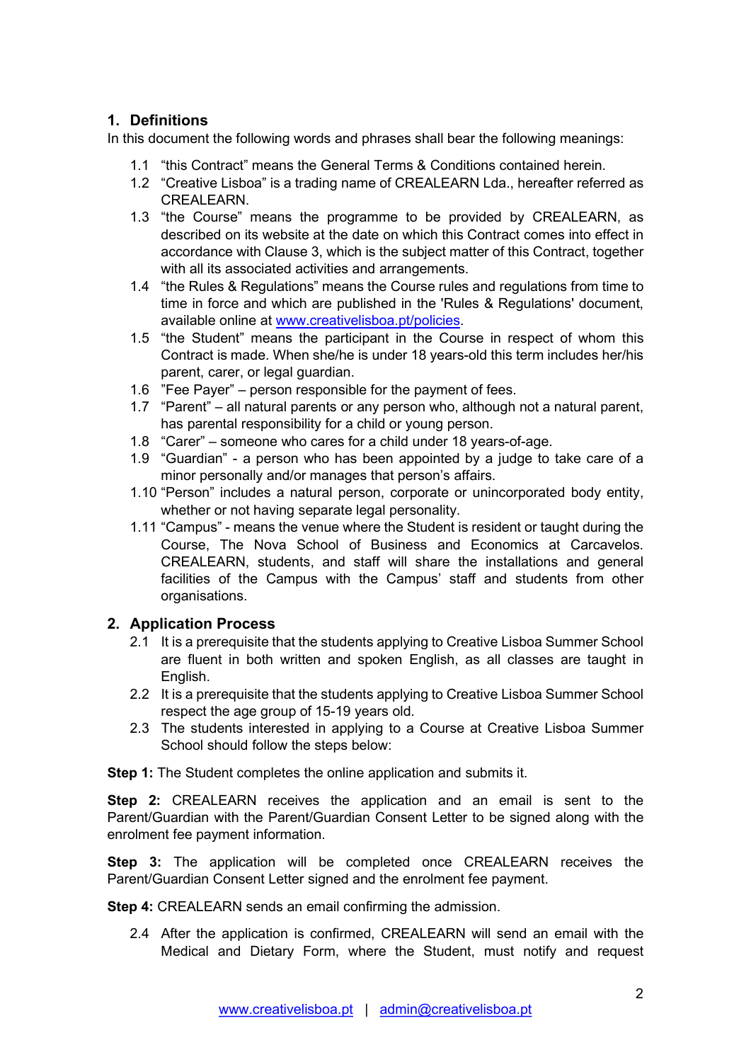## 1. Definitions

In this document the following words and phrases shall bear the following meanings:

1.1 "this Contract" means the General Terms & Conditions contained herein.

1.2 "Creative Lisboa" is a trading name of CREALEARN Lda., hereafter referred as CREALEARN.

1.3 "the Course" means the programme to be provided by CREALEARN, as described on its website at the date on which this Contract comes into effect in accordance with Clause 3, which is the subject matter of this Contract, together with all its associated activities and arrangements.

1.4 "the Rules & Regulations" means the Course rules and regulations from time to time in force and which are published in the 'Rules & Regulations' document, available online at [www.creativelisboa.pt/policies](http://www.creativelisboa.pt/policies).

1.5 "the Student" means the participant in the Course in respect of whom this Contract is made. When she/he is under 18 years-old this term includes her/his parent, carer, or legal guardian.

1.6 "Fee Payer" – person responsible for the payment of fees.

1.7 "Parent" – all natural parents or any person who, although not a natural parent, has parental responsibility for a child or young person.

1.8 "Carer" – someone who cares for a child under 18 years-of-age.

1.9 "Guardian" - a person who has been appointed by a judge to take care of a minor personally and/or manages that person's affairs.

1.10 "Person" includes a natural person, corporate or unincorporated body entity, whether or not having separate legal personality.

1.11 "Campus" - means the venue where the Student is resident or taught during the Course, The Nova School of Business and Economics at Carcavelos. CREALEARN, students, and staff will share the installations and general facilities of the Campus with the Campus' staff and students from other organisations.

## 2. Application Process

2.1 It is a prerequisite that the students applying to Creative Lisboa Summer School are fluent in both written and spoken English, as all classes are taught in English.

2.2 It is a prerequisite that the students applying to Creative Lisboa Summer School respect the age group of 15-19 years old.

2.3 The students interested in applying to a Course at Creative Lisboa Summer School should follow the steps below:

**Step 1:** The Student completes the online application and submits it.

**Step 2:** CREALEARN receives the application and an email is sent to the Parent/Guardian with the Parent/Guardian Consent Letter to be signed along with the enrolment fee payment information.

**Step 3:** The application will be completed once CREALEARN receives the Parent/Guardian Consent Letter signed and the enrolment fee payment.

**Step 4:** CREALEARN sends an email confirming the admission.

2.4 After the application is confirmed, CREALEARN will send an email with the Medical and Dietary Form, where the Student, must notify and request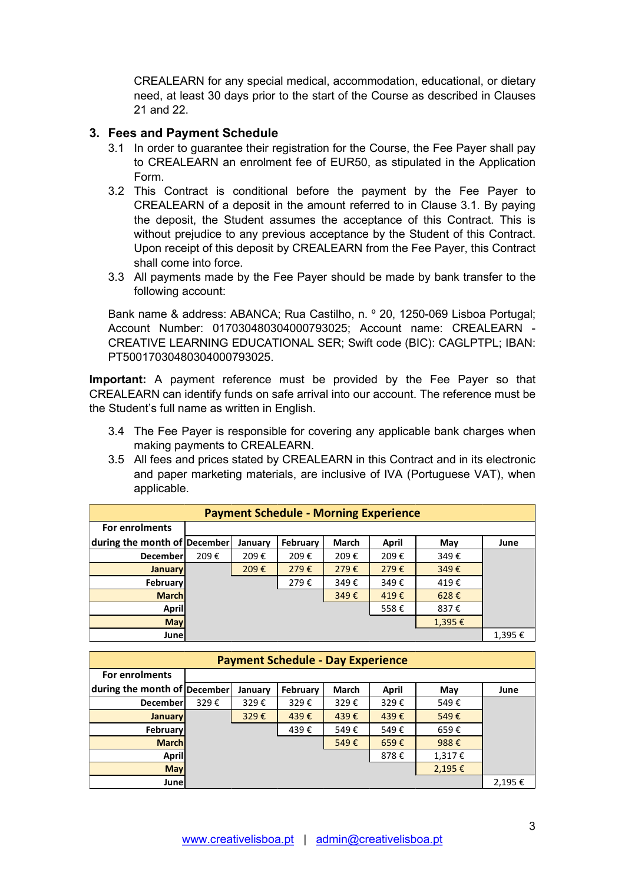CREALEARN for any special medical, accommodation, educational, or dietary need, at least 30 days prior to the start of the Course as described in Clauses 21 and 22.

## 3. Fees and Payment Schedule

3.1 In order to guarantee their registration for the Course, the Fee Payer shall pay to CREALEARN an enrolment fee of EUR50, as stipulated in the Application Form.

3.2 This Contract is conditional before the payment by the Fee Payer to CREALEARN of a deposit in the amount referred to in Clause 3.1. By paying the deposit, the Student assumes the acceptance of this Contract. This is without prejudice to any previous acceptance by the Student of this Contract. Upon receipt of this deposit by CREALEARN from the Fee Payer, this Contract shall come into force.

3.3 All payments made by the Fee Payer should be made by bank transfer to the following account:

Bank name & address: ABANCA; Rua Castilho, n. º 20, 1250-069 Lisboa Portugal; Account Number: 01703048030400079302​5; Account name: CREALEARN - CREATIVE LEARNING EDUCATIONAL SER; Swift code (BIC): CAGLPTPL; IBAN: PT50017030480304000793025.

**Important:** A payment reference must be provided by the Fee Payer so that CREALEARN can identify funds on safe arrival into our account. The reference must be the Student's full name as written in English.

3.4 The Fee Payer is responsible for covering any applicable bank charges when making payments to CREALEARN.

3.5 All fees and prices stated by CREALEARN in this Contract and in its electronic and paper marketing materials, are inclusive of IVA (Portuguese VAT), when applicable.

| Payment Schedule - Morning Experience | | | | | | | |
|---|---|---|---|---|---|---|---|
| For enrolments during the month of | December | January | February | March | April | May | June |
| December | 209 € | 209 € | 209 € | 209 € | 209 € | 349 € | |
| January | | 209 € | 279 € | 279 € | 279 € | 349 € | |
| February | | | 279 € | 349 € | 349 € | 419 € | |
| March | | | | 349 € | 419 € | 628 € | |
| April | | | | | 558 € | 837 € | |
| May | | | | | | 1,395 € | |
| June | | | | | | | 1,395 € |

| Payment Schedule - Day Experience | | | | | | | |
|---|---|---|---|---|---|---|---|
| For enrolments during the month of | December | January | February | March | April | May | June |
| December | 329 € | 329 € | 329 € | 329 € | 329 € | 549 € | |
| January | | 329 € | 439 € | 439 € | 439 € | 549 € | |
| February | | | 439 € | 549 € | 549 € | 659 € | |
| March | | | | 549 € | 659 € | 988 € | |
| April | | | | | 878 € | 1,317 € | |
| May | | | | | | 2,195 € | |
| June | | | | | | | 2,195 € |

[www.creativelisboa.pt](http://www.creativelisboa.pt) | [admin@creativelisboa.pt](mailto:admin@creativelisboa.pt)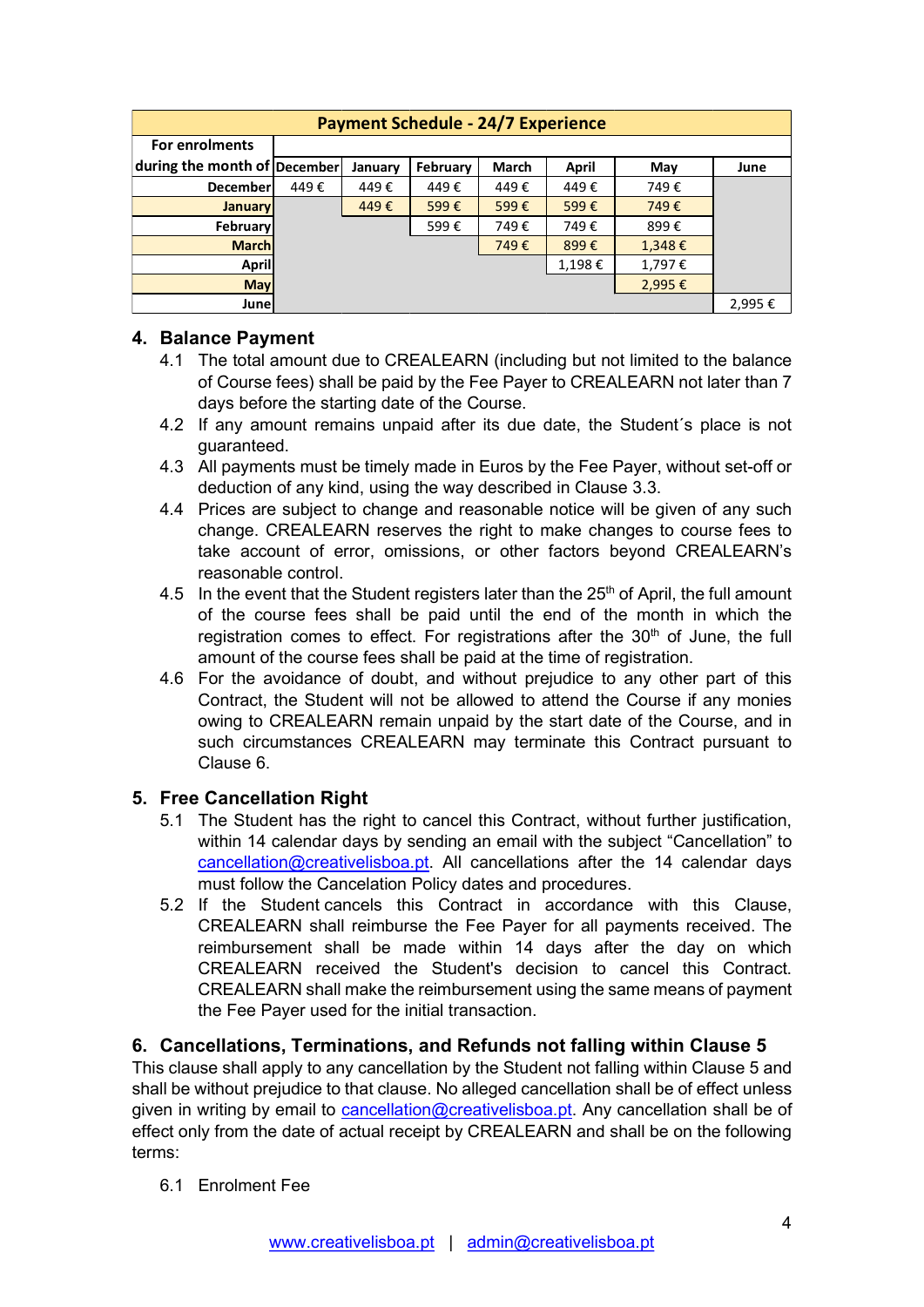| Payment Schedule - 24/7 Experience | | | | | | | |
|---|---|---|---|---|---|---|---|
| For enrolments during the month of | December | January | February | March | April | May | June |
| December | 449 € | 449 € | 449 € | 449 € | 449 € | 749 € | |
| January | | 449 € | 599 € | 599 € | 599 € | 749 € | |
| February | | | 599 € | 749 € | 749 € | 899 € | |
| March | | | | 749 € | 899 € | 1,348 € | |
| April | | | | | 1,198 € | 1,797 € | |
| May | | | | | | 2,995 € | |
| June | | | | | | | 2,995 € |

## 4. Balance Payment

4.1 The total amount due to CREALEARN (including but not limited to the balance of Course fees) shall be paid by the Fee Payer to CREALEARN not later than 7 days before the starting date of the Course.

4.2 If any amount remains unpaid after its due date, the Student´s place is not guaranteed.

4.3 All payments must be timely made in Euros by the Fee Payer, without set-off or deduction of any kind, using the way described in Clause 3.3.

4.4 Prices are subject to change and reasonable notice will be given of any such change. CREALEARN reserves the right to make changes to course fees to take account of error, omissions, or other factors beyond CREALEARN's reasonable control.

4.5 In the event that the Student registers later than the 25th of April, the full amount of the course fees shall be paid until the end of the month in which the registration comes to effect. For registrations after the 30th of June, the full amount of the course fees shall be paid at the time of registration.

4.6 For the avoidance of doubt, and without prejudice to any other part of this Contract, the Student will not be allowed to attend the Course if any monies owing to CREALEARN remain unpaid by the start date of the Course, and in such circumstances CREALEARN may terminate this Contract pursuant to Clause 6.

## 5. Free Cancellation Right

5.1 The Student has the right to cancel this Contract, without further justification, within 14 calendar days by sending an email with the subject "Cancellation" to cancellation@creativelisboa.pt. All cancellations after the 14 calendar days must follow the Cancellation Policy dates and procedures.

5.2 If the Student cancels this Contract in accordance with this Clause, CREALEARN shall reimburse the Fee Payer for all payments received. The reimbursement shall be made within 14 days after the day on which CREALEARN received the Student's decision to cancel this Contract. CREALEARN shall make the reimbursement using the same means of payment the Fee Payer used for the initial transaction.

## 6. Cancellations, Terminations, and Refunds not falling within Clause 5

This clause shall apply to any cancellation by the Student not falling within Clause 5 and shall be without prejudice to that clause. No alleged cancellation shall be of effect unless given in writing by email to cancellation@creativelisboa.pt. Any cancellation shall be of effect only from the date of actual receipt by CREALEARN and shall be on the following terms:

6.1 Enrolment Fee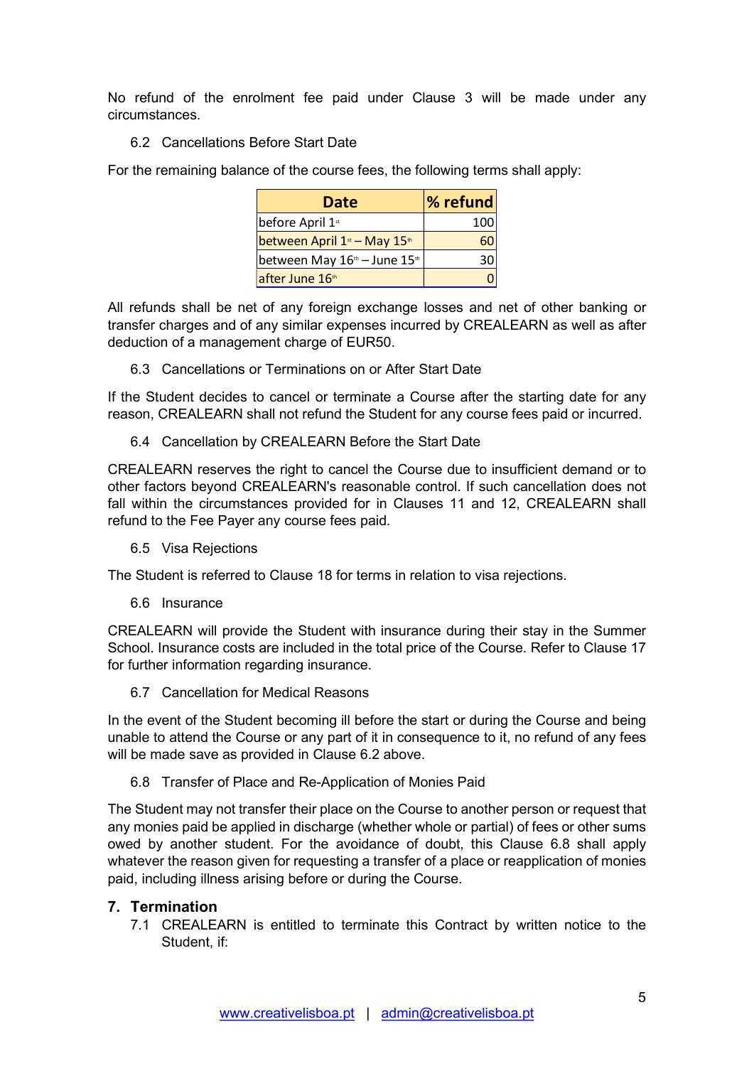No refund of the enrolment fee paid under Clause 3 will be made under any circumstances.

### 6.2 Cancellations Before Start Date

For the remaining balance of the course fees, the following terms shall apply:

| Date | % refund |
|---|---|
| before April 1st | 100 |
| between April 1st – May 15th | 60 |
| between May 16th – June 15th | 30 |
| after June 16th | 0 |

All refunds shall be net of any foreign exchange losses and net of other banking or transfer charges and of any similar expenses incurred by CREALEARN as well as after deduction of a management charge of EUR50.

### 6.3 Cancellations or Terminations on or After Start Date

If the Student decides to cancel or terminate a Course after the starting date for any reason, CREALEARN shall not refund the Student for any course fees paid or incurred.

### 6.4 Cancellation by CREALEARN Before the Start Date

CREALEARN reserves the right to cancel the Course due to insufficient demand or to other factors beyond CREALEARN's reasonable control. If such cancellation does not fall within the circumstances provided for in Clauses 11 and 12, CREALEARN shall refund to the Fee Payer any course fees paid.

### 6.5 Visa Rejections

The Student is referred to Clause 18 for terms in relation to visa rejections.

### 6.6 Insurance

CREALEARN will provide the Student with insurance during their stay in the Summer School. Insurance costs are included in the total price of the Course. Refer to Clause 17 for further information regarding insurance.

### 6.7 Cancellation for Medical Reasons

In the event of the Student becoming ill before the start or during the Course and being unable to attend the Course or any part of it in consequence to it, no refund of any fees will be made save as provided in Clause 6.2 above.

### 6.8 Transfer of Place and Re-Application of Monies Paid

The Student may not transfer their place on the Course to another person or request that any monies paid be applied in discharge (whether whole or partial) of fees or other sums owed by another student. For the avoidance of doubt, this Clause 6.8 shall apply whatever the reason given for requesting a transfer of a place or reapplication of monies paid, including illness arising before or during the Course.

## 7. Termination

7.1 CREALEARN is entitled to terminate this Contract by written notice to the Student, if: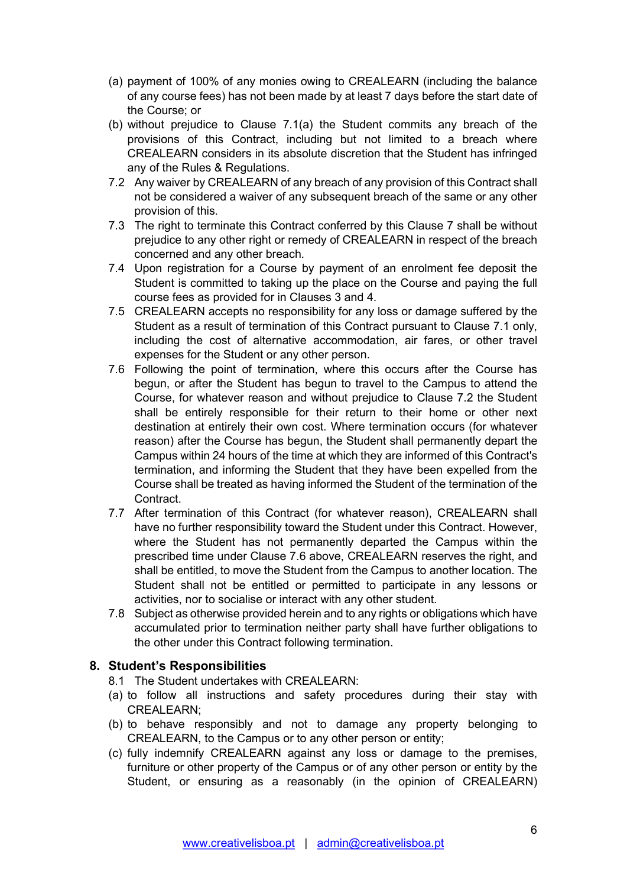(a) payment of 100% of any monies owing to CREALEARN (including the balance of any course fees) has not been made by at least 7 days before the start date of the Course; or

(b) without prejudice to Clause 7.1(a) the Student commits any breach of the provisions of this Contract, including but not limited to a breach where CREALEARN considers in its absolute discretion that the Student has infringed any of the Rules & Regulations.

7.2 Any waiver by CREALEARN of any breach of any provision of this Contract shall not be considered a waiver of any subsequent breach of the same or any other provision of this.

7.3 The right to terminate this Contract conferred by this Clause 7 shall be without prejudice to any other right or remedy of CREALEARN in respect of the breach concerned and any other breach.

7.4 Upon registration for a Course by payment of an enrolment fee deposit the Student is committed to taking up the place on the Course and paying the full course fees as provided for in Clauses 3 and 4.

7.5 CREALEARN accepts no responsibility for any loss or damage suffered by the Student as a result of termination of this Contract pursuant to Clause 7.1 only, including the cost of alternative accommodation, air fares, or other travel expenses for the Student or any other person.

7.6 Following the point of termination, where this occurs after the Course has begun, or after the Student has begun to travel to the Campus to attend the Course, for whatever reason and without prejudice to Clause 7.2 the Student shall be entirely responsible for their return to their home or other next destination at entirely their own cost. Where termination occurs (for whatever reason) after the Course has begun, the Student shall permanently depart the Campus within 24 hours of the time at which they are informed of this Contract's termination, and informing the Student that they have been expelled from the Course shall be treated as having informed the Student of the termination of the Contract.

7.7 After termination of this Contract (for whatever reason), CREALEARN shall have no further responsibility toward the Student under this Contract. However, where the Student has not permanently departed the Campus within the prescribed time under Clause 7.6 above, CREALEARN reserves the right, and shall be entitled, to move the Student from the Campus to another location. The Student shall not be entitled or permitted to participate in any lessons or activities, nor to socialise or interact with any other student.

7.8 Subject as otherwise provided herein and to any rights or obligations which have accumulated prior to termination neither party shall have further obligations to the other under this Contract following termination.

## 8. Student's Responsibilities

8.1 The Student undertakes with CREALEARN:

(a) to follow all instructions and safety procedures during their stay with CREALEARN;

(b) to behave responsibly and not to damage any property belonging to CREALEARN, to the Campus or to any other person or entity;

(c) fully indemnify CREALEARN against any loss or damage to the premises, furniture or other property of the Campus or of any other person or entity by the Student, or ensuring as a reasonably (in the opinion of CREALEARN)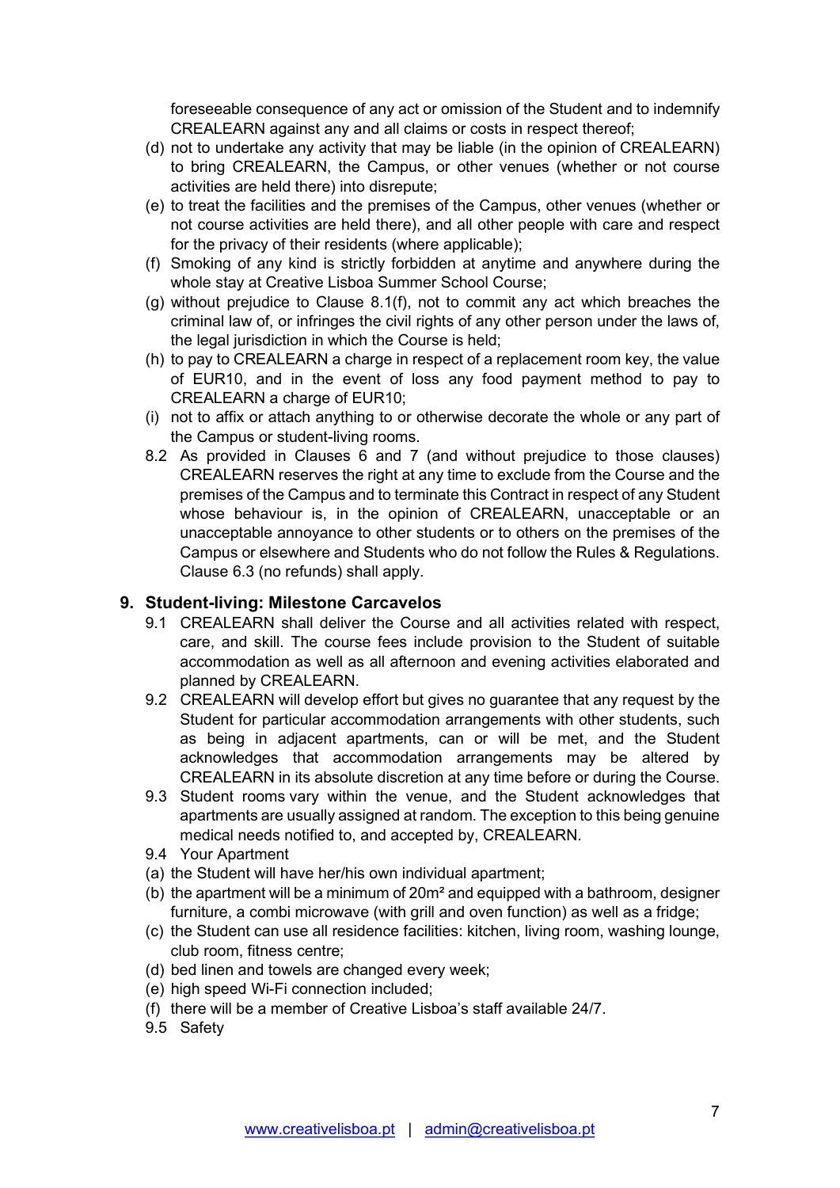foreseeable consequence of any act or omission of the Student and to indemnify CREALEARN against any and all claims or costs in respect thereof;

(d) not to undertake any activity that may be liable (in the opinion of CREALEARN) to bring CREALEARN, the Campus, or other venues (whether or not course activities are held there) into disrepute;

(e) to treat the facilities and the premises of the Campus, other venues (whether or not course activities are held there), and all other people with care and respect for the privacy of their residents (where applicable);

(f) Smoking of any kind is strictly forbidden at anytime and anywhere during the whole stay at Creative Lisboa Summer School Course;

(g) without prejudice to Clause 8.1(f), not to commit any act which breaches the criminal law of, or infringes the civil rights of any other person under the laws of, the legal jurisdiction in which the Course is held;

(h) to pay to CREALEARN a charge in respect of a replacement room key, the value of EUR10, and in the event of loss any food payment method to pay to CREALEARN a charge of EUR10;

(i) not to affix or attach anything to or otherwise decorate the whole or any part of the Campus or student-living rooms.

8.2 As provided in Clauses 6 and 7 (and without prejudice to those clauses) CREALEARN reserves the right at any time to exclude from the Course and the premises of the Campus and to terminate this Contract in respect of any Student whose behaviour is, in the opinion of CREALEARN, unacceptable or an unacceptable annoyance to other students or to others on the premises of the Campus or elsewhere and Students who do not follow the Rules & Regulations. Clause 6.3 (no refunds) shall apply.

## 9. Student-living: Milestone Carcavelos

9.1 CREALEARN shall deliver the Course and all activities related with respect, care, and skill. The course fees include provision to the Student of suitable accommodation as well as all afternoon and evening activities elaborated and planned by CREALEARN.

9.2 CREALEARN will develop effort but gives no guarantee that any request by the Student for particular accommodation arrangements with other students, such as being in adjacent apartments, can or will be met, and the Student acknowledges that accommodation arrangements may be altered by CREALEARN in its absolute discretion at any time before or during the Course.

9.3 Student rooms vary within the venue, and the Student acknowledges that apartments are usually assigned at random. The exception to this being genuine medical needs notified to, and accepted by, CREALEARN.

9.4 Your Apartment

(a) the Student will have her/his own individual apartment;

(b) the apartment will be a minimum of 20m² and equipped with a bathroom, designer furniture, a combi microwave (with grill and oven function) as well as a fridge;

(c) the Student can use all residence facilities: kitchen, living room, washing lounge, club room, fitness centre;

(d) bed linen and towels are changed every week;

(e) high speed Wi-Fi connection included;

(f) there will be a member of Creative Lisboa's staff available 24/7.

9.5 Safety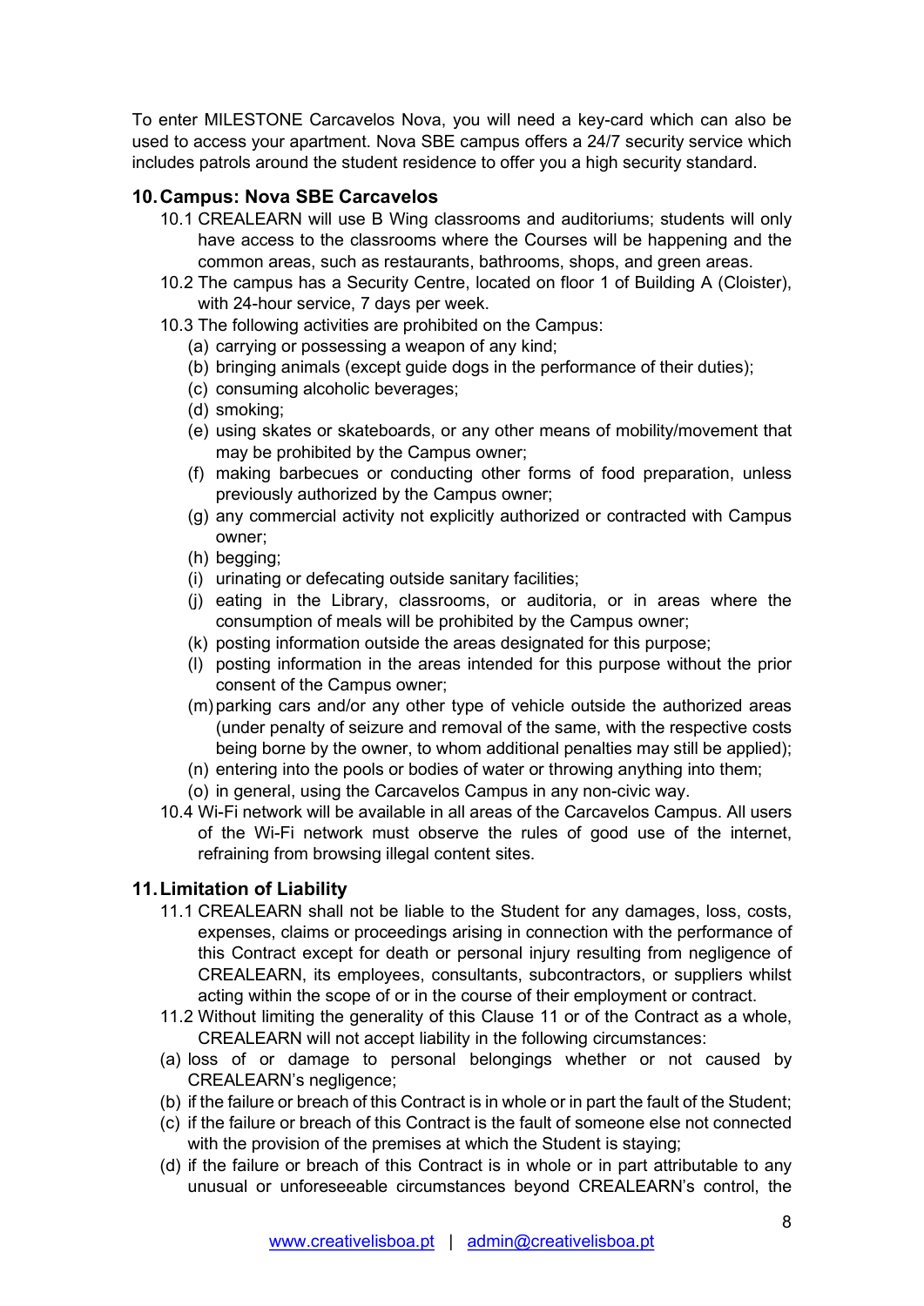To enter MILESTONE Carcavelos Nova, you will need a key-card which can also be used to access your apartment. Nova SBE campus offers a 24/7 security service which includes patrols around the student residence to offer you a high security standard.

## 10. Campus: Nova SBE Carcavelos

10.1 CREALEARN will use B Wing classrooms and auditoriums; students will only have access to the classrooms where the Courses will be happening and the common areas, such as restaurants, bathrooms, shops, and green areas.

10.2 The campus has a Security Centre, located on floor 1 of Building A (Cloister), with 24-hour service, 7 days per week.

10.3 The following activities are prohibited on the Campus:

- (a) carrying or possessing a weapon of any kind;
- (b) bringing animals (except guide dogs in the performance of their duties);
- (c) consuming alcoholic beverages;
- (d) smoking;
- (e) using skates or skateboards, or any other means of mobility/movement that may be prohibited by the Campus owner;
- (f) making barbecues or conducting other forms of food preparation, unless previously authorized by the Campus owner;
- (g) any commercial activity not explicitly authorized or contracted with Campus owner;
- (h) begging;
- (i) urinating or defecating outside sanitary facilities;
- (j) eating in the Library, classrooms, or auditoria, or in areas where the consumption of meals will be prohibited by the Campus owner;
- (k) posting information outside the areas designated for this purpose;
- (l) posting information in the areas intended for this purpose without the prior consent of the Campus owner;
- (m) parking cars and/or any other type of vehicle outside the authorized areas (under penalty of seizure and removal of the same, with the respective costs being borne by the owner, to whom additional penalties may still be applied);
- (n) entering into the pools or bodies of water or throwing anything into them;
- (o) in general, using the Carcavelos Campus in any non-civic way.

10.4 Wi-Fi network will be available in all areas of the Carcavelos Campus. All users of the Wi-Fi network must observe the rules of good use of the internet, refraining from browsing illegal content sites.

## 11. Limitation of Liability

11.1 CREALEARN shall not be liable to the Student for any damages, loss, costs, expenses, claims or proceedings arising in connection with the performance of this Contract except for death or personal injury resulting from negligence of CREALEARN, its employees, consultants, subcontractors, or suppliers whilst acting within the scope of or in the course of their employment or contract.

11.2 Without limiting the generality of this Clause 11 or of the Contract as a whole, CREALEARN will not accept liability in the following circumstances:

- (a) loss of or damage to personal belongings whether or not caused by CREALEARN's negligence;
- (b) if the failure or breach of this Contract is in whole or in part the fault of the Student;
- (c) if the failure or breach of this Contract is the fault of someone else not connected with the provision of the premises at which the Student is staying;
- (d) if the failure or breach of this Contract is in whole or in part attributable to any unusual or unforeseeable circumstances beyond CREALEARN's control, the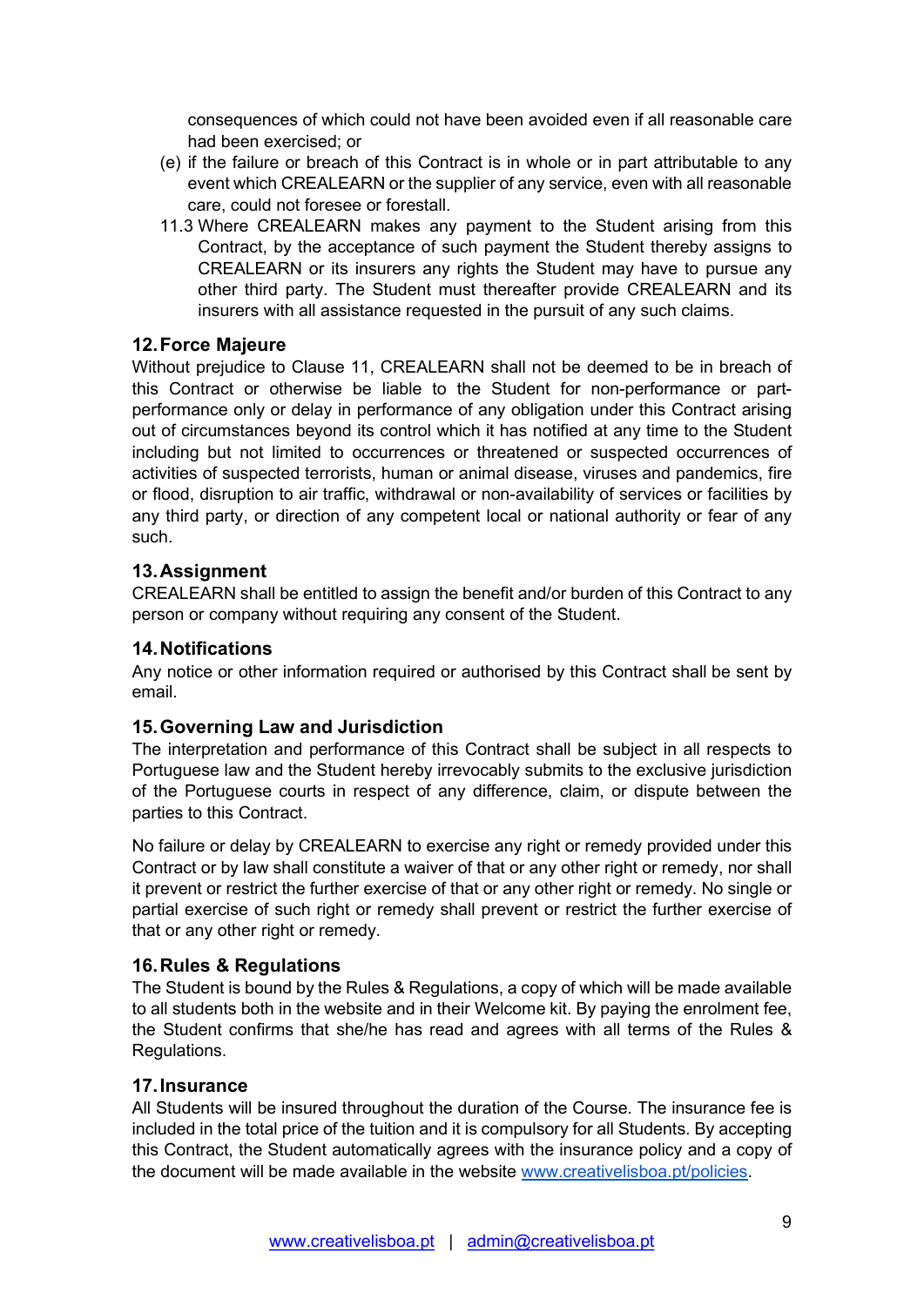consequences of which could not have been avoided even if all reasonable care had been exercised; or

(e) if the failure or breach of this Contract is in whole or in part attributable to any event which CREALEARN or the supplier of any service, even with all reasonable care, could not foresee or forestall.

11.3 Where CREALEARN makes any payment to the Student arising from this Contract, by the acceptance of such payment the Student thereby assigns to CREALEARN or its insurers any rights the Student may have to pursue any other third party. The Student must thereafter provide CREALEARN and its insurers with all assistance requested in the pursuit of any such claims.

### 12. Force Majeure

Without prejudice to Clause 11, CREALEARN shall not be deemed to be in breach of this Contract or otherwise be liable to the Student for non-performance or part-performance only or delay in performance of any obligation under this Contract arising out of circumstances beyond its control which it has notified at any time to the Student including but not limited to occurrences or threatened or suspected occurrences of activities of suspected terrorists, human or animal disease, viruses and pandemics, fire or flood, disruption to air traffic, withdrawal or non-availability of services or facilities by any third party, or direction of any competent local or national authority or fear of any such.

### 13. Assignment

CREALEARN shall be entitled to assign the benefit and/or burden of this Contract to any person or company without requiring any consent of the Student.

### 14. Notifications

Any notice or other information required or authorised by this Contract shall be sent by email.

### 15. Governing Law and Jurisdiction

The interpretation and performance of this Contract shall be subject in all respects to Portuguese law and the Student hereby irrevocably submits to the exclusive jurisdiction of the Portuguese courts in respect of any difference, claim, or dispute between the parties to this Contract.

No failure or delay by CREALEARN to exercise any right or remedy provided under this Contract or by law shall constitute a waiver of that or any other right or remedy, nor shall it prevent or restrict the further exercise of that or any other right or remedy. No single or partial exercise of such right or remedy shall prevent or restrict the further exercise of that or any other right or remedy.

### 16. Rules & Regulations

The Student is bound by the Rules & Regulations, a copy of which will be made available to all students both in the website and in their Welcome kit. By paying the enrolment fee, the Student confirms that she/he has read and agrees with all terms of the Rules & Regulations.

### 17. Insurance

All Students will be insured throughout the duration of the Course. The insurance fee is included in the total price of the tuition and it is compulsory for all Students. By accepting this Contract, the Student automatically agrees with the insurance policy and a copy of the document will be made available in the website www.creativelisboa.pt/policies.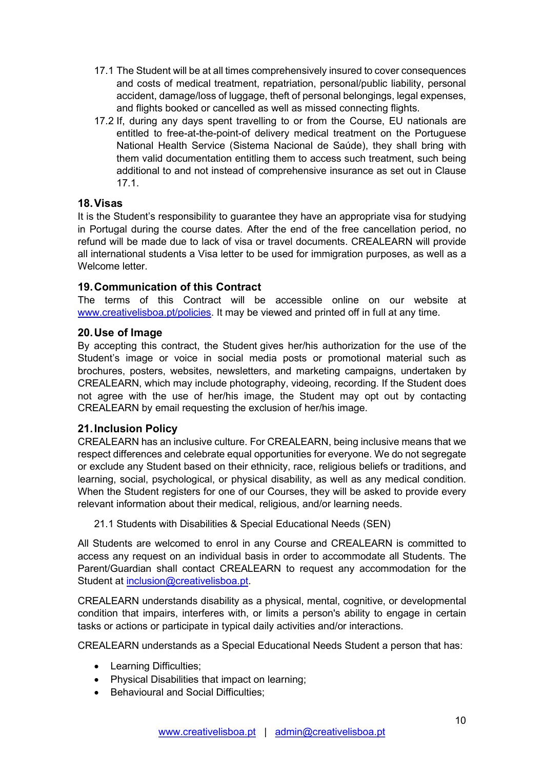17.1 The Student will be at all times comprehensively insured to cover consequences and costs of medical treatment, repatriation, personal/public liability, personal accident, damage/loss of luggage, theft of personal belongings, legal expenses, and flights booked or cancelled as well as missed connecting flights.

17.2 If, during any days spent travelling to or from the Course, EU nationals are entitled to free-at-the-point-of delivery medical treatment on the Portuguese National Health Service (Sistema Nacional de Saúde), they shall bring with them valid documentation entitling them to access such treatment, such being additional to and not instead of comprehensive insurance as set out in Clause 17.1.

## 18. Visas

It is the Student's responsibility to guarantee they have an appropriate visa for studying in Portugal during the course dates. After the end of the free cancellation period, no refund will be made due to lack of visa or travel documents. CREALEARN will provide all international students a Visa letter to be used for immigration purposes, as well as a Welcome letter.

## 19. Communication of this Contract

The terms of this Contract will be accessible online on our website at www.creativelisboa.pt/policies. It may be viewed and printed off in full at any time.

## 20. Use of Image

By accepting this contract, the Student gives her/his authorization for the use of the Student's image or voice in social media posts or promotional material such as brochures, posters, websites, newsletters, and marketing campaigns, undertaken by CREALEARN, which may include photography, videoing, recording. If the Student does not agree with the use of her/his image, the Student may opt out by contacting CREALEARN by email requesting the exclusion of her/his image.

## 21. Inclusion Policy

CREALEARN has an inclusive culture. For CREALEARN, being inclusive means that we respect differences and celebrate equal opportunities for everyone. We do not segregate or exclude any Student based on their ethnicity, race, religious beliefs or traditions, and learning, social, psychological, or physical disability, as well as any medical condition. When the Student registers for one of our Courses, they will be asked to provide every relevant information about their medical, religious, and/or learning needs.

21.1 Students with Disabilities & Special Educational Needs (SEN)

All Students are welcomed to enrol in any Course and CREALEARN is committed to access any request on an individual basis in order to accommodate all Students. The Parent/Guardian shall contact CREALEARN to request any accommodation for the Student at inclusion@creativelisboa.pt.

CREALEARN understands disability as a physical, mental, cognitive, or developmental condition that impairs, interferes with, or limits a person's ability to engage in certain tasks or actions or participate in typical daily activities and/or interactions.

CREALEARN understands as a Special Educational Needs Student a person that has:

- Learning Difficulties;
- Physical Disabilities that impact on learning;
- Behavioural and Social Difficulties;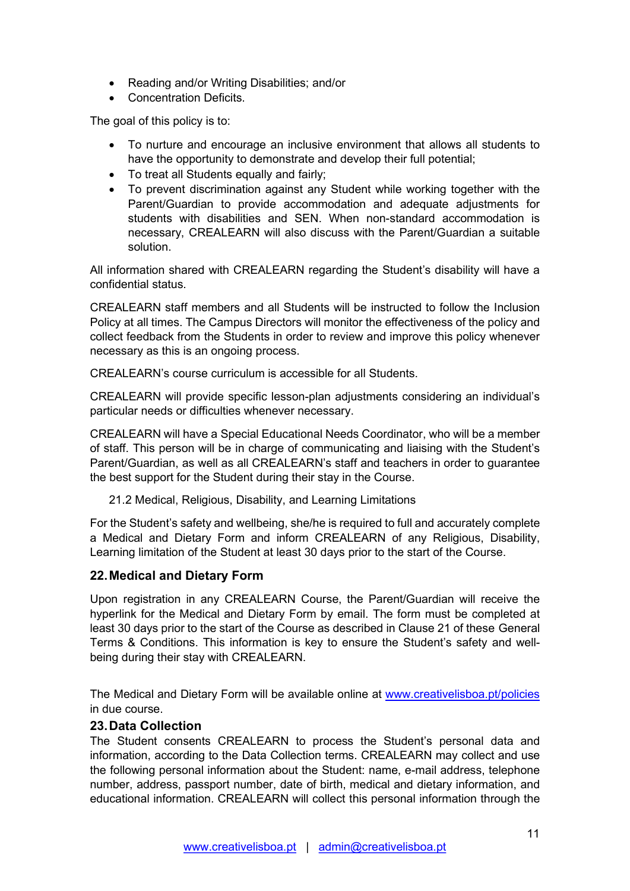- Reading and/or Writing Disabilities; and/or
- Concentration Deficits.

The goal of this policy is to:

- To nurture and encourage an inclusive environment that allows all students to have the opportunity to demonstrate and develop their full potential;
- To treat all Students equally and fairly;
- To prevent discrimination against any Student while working together with the Parent/Guardian to provide accommodation and adequate adjustments for students with disabilities and SEN. When non-standard accommodation is necessary, CREALEARN will also discuss with the Parent/Guardian a suitable solution.

All information shared with CREALEARN regarding the Student's disability will have a confidential status.

CREALEARN staff members and all Students will be instructed to follow the Inclusion Policy at all times. The Campus Directors will monitor the effectiveness of the policy and collect feedback from the Students in order to review and improve this policy whenever necessary as this is an ongoing process.

CREALEARN's course curriculum is accessible for all Students.

CREALEARN will provide specific lesson-plan adjustments considering an individual's particular needs or difficulties whenever necessary.

CREALEARN will have a Special Educational Needs Coordinator, who will be a member of staff. This person will be in charge of communicating and liaising with the Student's Parent/Guardian, as well as all CREALEARN's staff and teachers in order to guarantee the best support for the Student during their stay in the Course.

21.2 Medical, Religious, Disability, and Learning Limitations

For the Student's safety and wellbeing, she/he is required to full and accurately complete a Medical and Dietary Form and inform CREALEARN of any Religious, Disability, Learning limitation of the Student at least 30 days prior to the start of the Course.

## 22. Medical and Dietary Form

Upon registration in any CREALEARN Course, the Parent/Guardian will receive the hyperlink for the Medical and Dietary Form by email. The form must be completed at least 30 days prior to the start of the Course as described in Clause 21 of these General Terms & Conditions. This information is key to ensure the Student's safety and well-being during their stay with CREALEARN.

The Medical and Dietary Form will be available online at [www.creativelisboa.pt/policies](http://www.creativelisboa.pt/policies) in due course.

## 23. Data Collection

The Student consents CREALEARN to process the Student's personal data and information, according to the Data Collection terms. CREALEARN may collect and use the following personal information about the Student: name, e-mail address, telephone number, address, passport number, date of birth, medical and dietary information, and educational information. CREALEARN will collect this personal information through the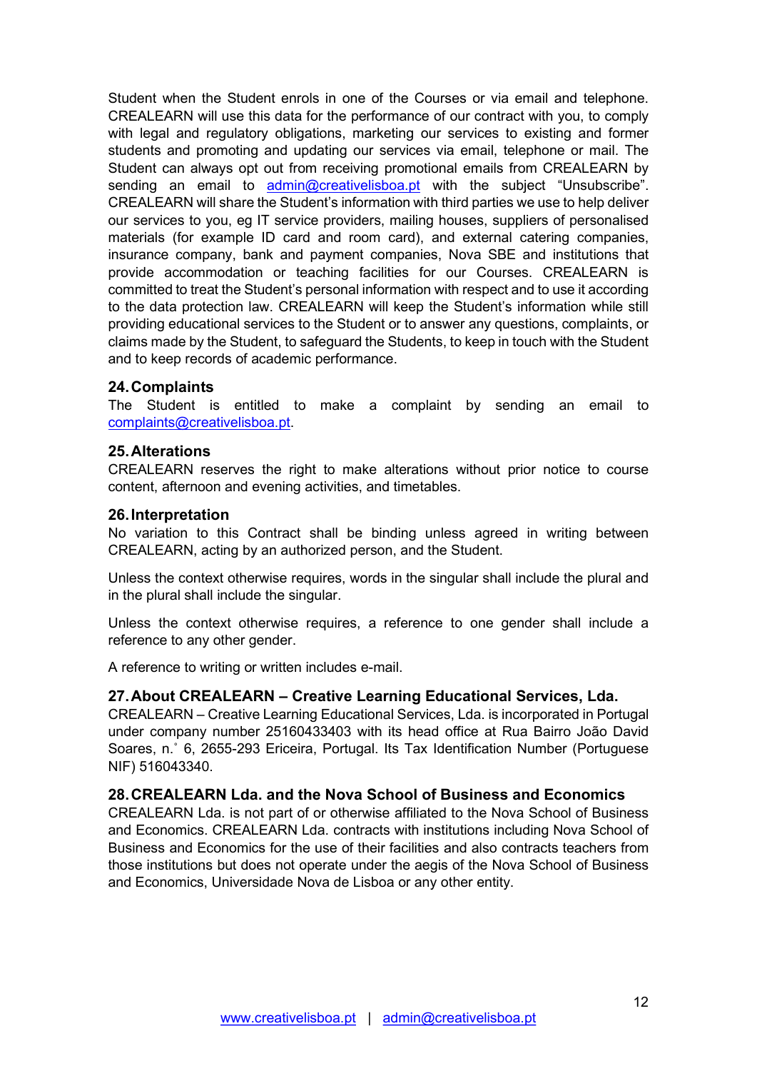Student when the Student enrols in one of the Courses or via email and telephone. CREALEARN will use this data for the performance of our contract with you, to comply with legal and regulatory obligations, marketing our services to existing and former students and promoting and updating our services via email, telephone or mail. The Student can always opt out from receiving promotional emails from CREALEARN by sending an email to admin@creativelisboa.pt with the subject "Unsubscribe". CREALEARN will share the Student's information with third parties we use to help deliver our services to you, eg IT service providers, mailing houses, suppliers of personalised materials (for example ID card and room card), and external catering companies, insurance company, bank and payment companies, Nova SBE and institutions that provide accommodation or teaching facilities for our Courses. CREALEARN is committed to treat the Student's personal information with respect and to use it according to the data protection law. CREALEARN will keep the Student's information while still providing educational services to the Student or to answer any questions, complaints, or claims made by the Student, to safeguard the Students, to keep in touch with the Student and to keep records of academic performance.

### 24. Complaints

The Student is entitled to make a complaint by sending an email to complaints@creativelisboa.pt.

### 25. Alterations

CREALEARN reserves the right to make alterations without prior notice to course content, afternoon and evening activities, and timetables.

### 26. Interpretation

No variation to this Contract shall be binding unless agreed in writing between CREALEARN, acting by an authorized person, and the Student.

Unless the context otherwise requires, words in the singular shall include the plural and in the plural shall include the singular.

Unless the context otherwise requires, a reference to one gender shall include a reference to any other gender.

A reference to writing or written includes e-mail.

### 27. About CREALEARN – Creative Learning Educational Services, Lda.

CREALEARN – Creative Learning Educational Services, Lda. is incorporated in Portugal under company number 25160433403 with its head office at Rua Bairro João David Soares, n.˚ 6, 2655-293 Ericeira, Portugal. Its Tax Identification Number (Portuguese NIF) 516043340.

### 28. CREALEARN Lda. and the Nova School of Business and Economics

CREALEARN Lda. is not part of or otherwise affiliated to the Nova School of Business and Economics. CREALEARN Lda. contracts with institutions including Nova School of Business and Economics for the use of their facilities and also contracts teachers from those institutions but does not operate under the aegis of the Nova School of Business and Economics, Universidade Nova de Lisboa or any other entity.